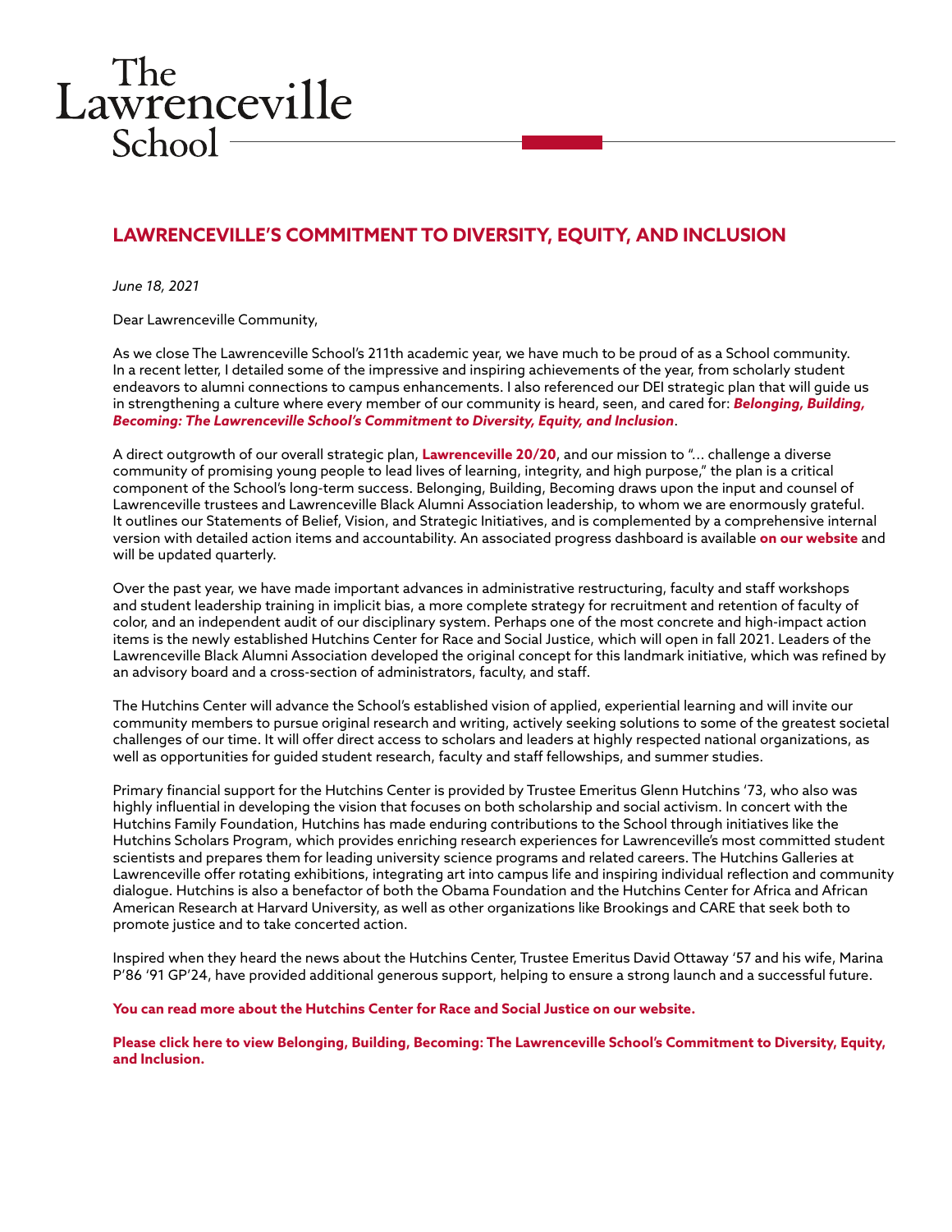# The Lawrenceville School

## LAWRENCEVILLE'S COMMITMENT TO DIVERSITY, EQUITY, AND INCLUSION

*June 18, 2021*

Dear Lawrenceville Community,

As we close The Lawrenceville School's 211th academic year, we have much to be proud of as a School community. In a recent letter, I detailed some of the impressive and inspiring achievements of the year, from scholarly student endeavors to alumni connections to campus enhancements. I also referenced our DEI strategic plan that will guide us in strengthening a culture where every member of our community is heard, seen, and cared for: ***Belonging, Building, Becoming: The Lawrenceville School's Commitment to Diversity, Equity, and Inclusion***.

A direct outgrowth of our overall strategic plan, **Lawrenceville 20/20**, and our mission to "... challenge a diverse community of promising young people to lead lives of learning, integrity, and high purpose," the plan is a critical component of the School's long-term success. Belonging, Building, Becoming draws upon the input and counsel of Lawrenceville trustees and Lawrenceville Black Alumni Association leadership, to whom we are enormously grateful. It outlines our Statements of Belief, Vision, and Strategic Initiatives, and is complemented by a comprehensive internal version with detailed action items and accountability. An associated progress dashboard is available **on our website** and will be updated quarterly.

Over the past year, we have made important advances in administrative restructuring, faculty and staff workshops and student leadership training in implicit bias, a more complete strategy for recruitment and retention of faculty of color, and an independent audit of our disciplinary system. Perhaps one of the most concrete and high-impact action items is the newly established Hutchins Center for Race and Social Justice, which will open in fall 2021. Leaders of the Lawrenceville Black Alumni Association developed the original concept for this landmark initiative, which was refined by an advisory board and a cross-section of administrators, faculty, and staff.

The Hutchins Center will advance the School's established vision of applied, experiential learning and will invite our community members to pursue original research and writing, actively seeking solutions to some of the greatest societal challenges of our time. It will offer direct access to scholars and leaders at highly respected national organizations, as well as opportunities for guided student research, faculty and staff fellowships, and summer studies.

Primary financial support for the Hutchins Center is provided by Trustee Emeritus Glenn Hutchins '73, who also was highly influential in developing the vision that focuses on both scholarship and social activism. In concert with the Hutchins Family Foundation, Hutchins has made enduring contributions to the School through initiatives like the Hutchins Scholars Program, which provides enriching research experiences for Lawrenceville's most committed student scientists and prepares them for leading university science programs and related careers. The Hutchins Galleries at Lawrenceville offer rotating exhibitions, integrating art into campus life and inspiring individual reflection and community dialogue. Hutchins is also a benefactor of both the Obama Foundation and the Hutchins Center for Africa and African American Research at Harvard University, as well as other organizations like Brookings and CARE that seek both to promote justice and to take concerted action.

Inspired when they heard the news about the Hutchins Center, Trustee Emeritus David Ottaway '57 and his wife, Marina P'86 '91 GP'24, have provided additional generous support, helping to ensure a strong launch and a successful future.

**You can read more about the Hutchins Center for Race and Social Justice on our website.**

**Please click here to view Belonging, Building, Becoming: The Lawrenceville School's Commitment to Diversity, Equity, and Inclusion.**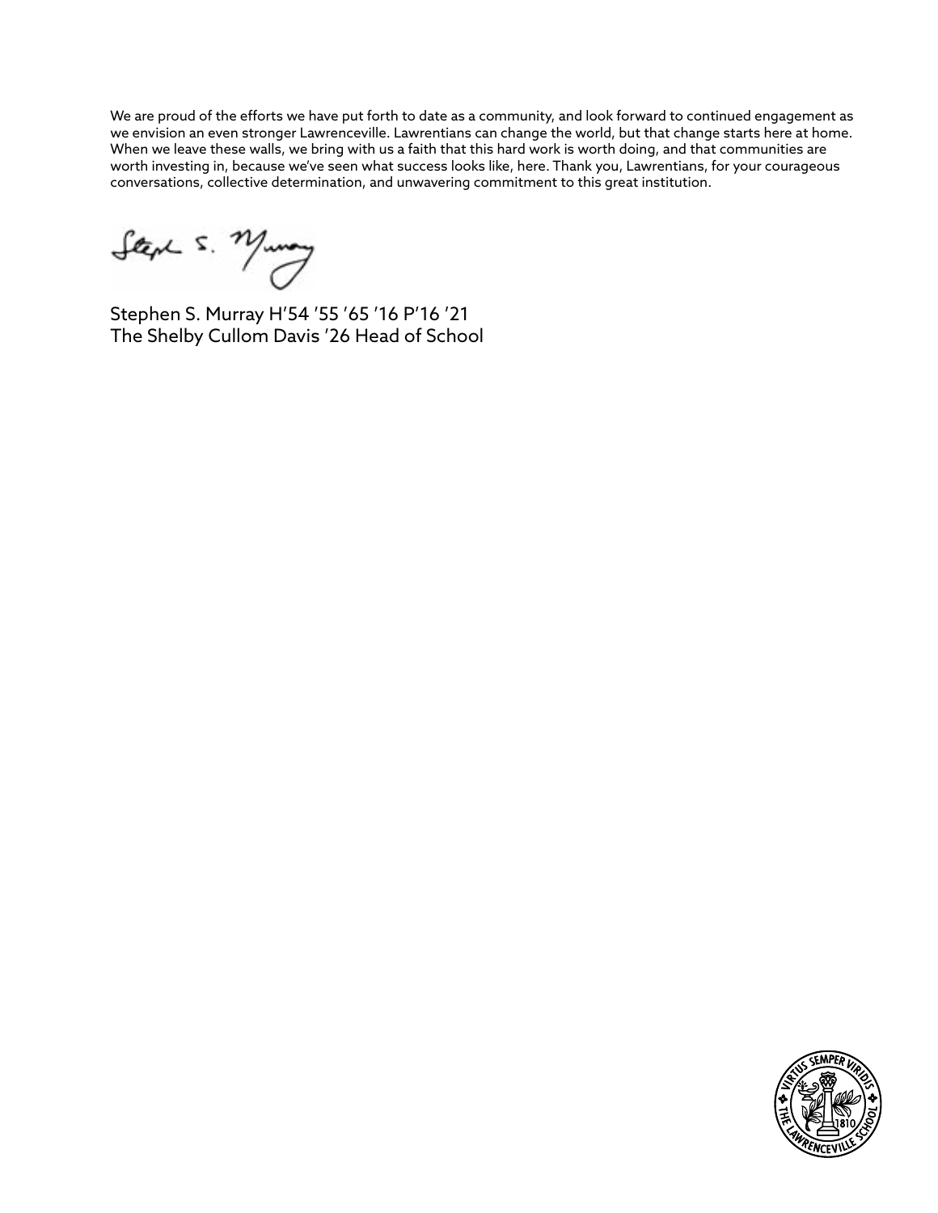We are proud of the efforts we have put forth to date as a community, and look forward to continued engagement as we envision an even stronger Lawrenceville. Lawrentians can change the world, but that change starts here at home. When we leave these walls, we bring with us a faith that this hard work is worth doing, and that communities are worth investing in, because we've seen what success looks like, here. Thank you, Lawrentians, for your courageous conversations, collective determination, and unwavering commitment to this great institution.

Stephen S. Murray H'54 '55 '65 '16 P'16 '21
The Shelby Cullom Davis '26 Head of School